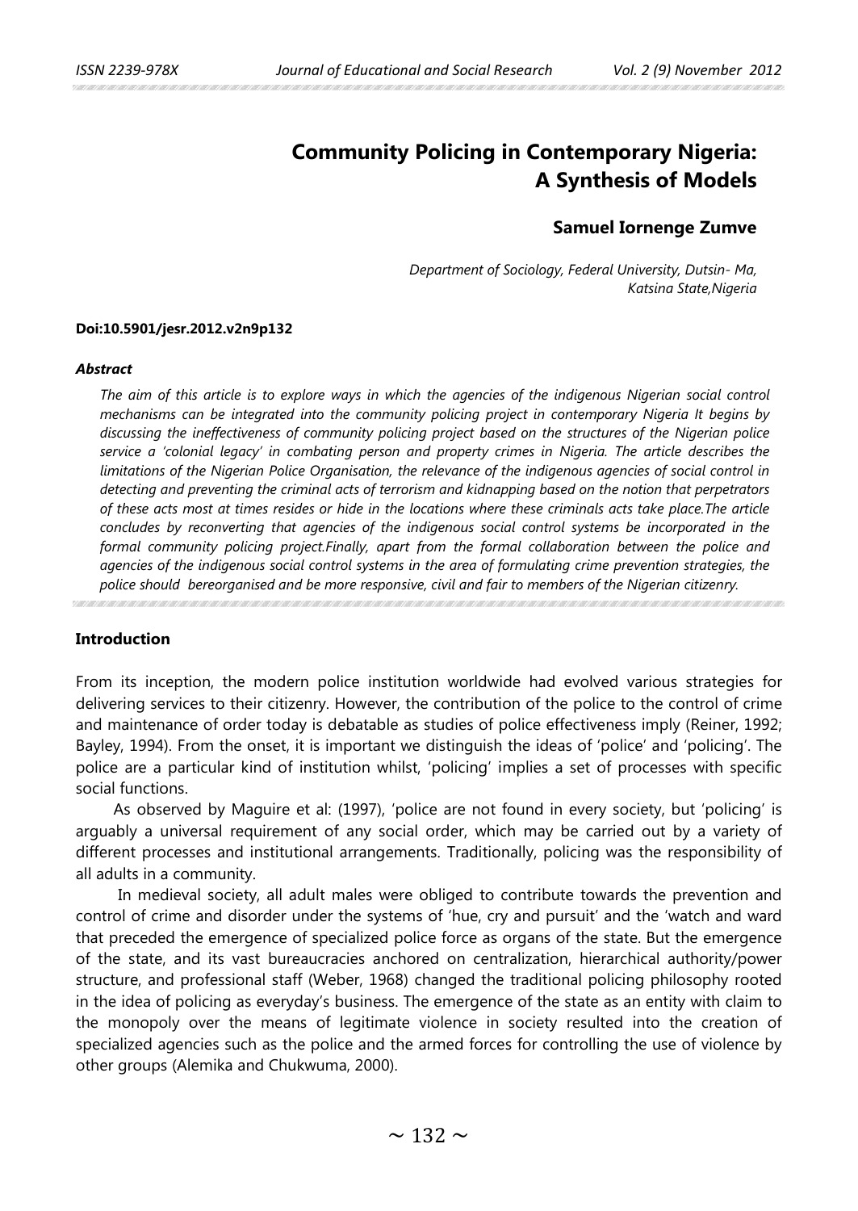# Community Policing in Contemporary Nigeria: A Synthesis of Models

**Samuel Iornenge Zumve**

*Department of Sociology, Federal University, Dutsin- Ma, Katsina State,Nigeria*

**Doi:10.5901/jesr.2012.v2n9p132**

***Abstract***

*The aim of this article is to explore ways in which the agencies of the indigenous Nigerian social control mechanisms can be integrated into the community policing project in contemporary Nigeria It begins by discussing the ineffectiveness of community policing project based on the structures of the Nigerian police service a 'colonial legacy' in combating person and property crimes in Nigeria. The article describes the limitations of the Nigerian Police Organisation, the relevance of the indigenous agencies of social control in detecting and preventing the criminal acts of terrorism and kidnapping based on the notion that perpetrators of these acts most at times resides or hide in the locations where these criminals acts take place.The article concludes by reconverting that agencies of the indigenous social control systems be incorporated in the formal community policing project.Finally, apart from the formal collaboration between the police and agencies of the indigenous social control systems in the area of formulating crime prevention strategies, the police should bereorganised and be more responsive, civil and fair to members of the Nigerian citizenry.*

## Introduction

From its inception, the modern police institution worldwide had evolved various strategies for delivering services to their citizenry. However, the contribution of the police to the control of crime and maintenance of order today is debatable as studies of police effectiveness imply (Reiner, 1992; Bayley, 1994). From the onset, it is important we distinguish the ideas of 'police' and 'policing'. The police are a particular kind of institution whilst, 'policing' implies a set of processes with specific social functions.

As observed by Maguire et al: (1997), 'police are not found in every society, but 'policing' is arguably a universal requirement of any social order, which may be carried out by a variety of different processes and institutional arrangements. Traditionally, policing was the responsibility of all adults in a community.

In medieval society, all adult males were obliged to contribute towards the prevention and control of crime and disorder under the systems of 'hue, cry and pursuit' and the 'watch and ward that preceded the emergence of specialized police force as organs of the state. But the emergence of the state, and its vast bureaucracies anchored on centralization, hierarchical authority/power structure, and professional staff (Weber, 1968) changed the traditional policing philosophy rooted in the idea of policing as everyday's business. The emergence of the state as an entity with claim to the monopoly over the means of legitimate violence in society resulted into the creation of specialized agencies such as the police and the armed forces for controlling the use of violence by other groups (Alemika and Chukwuma, 2000).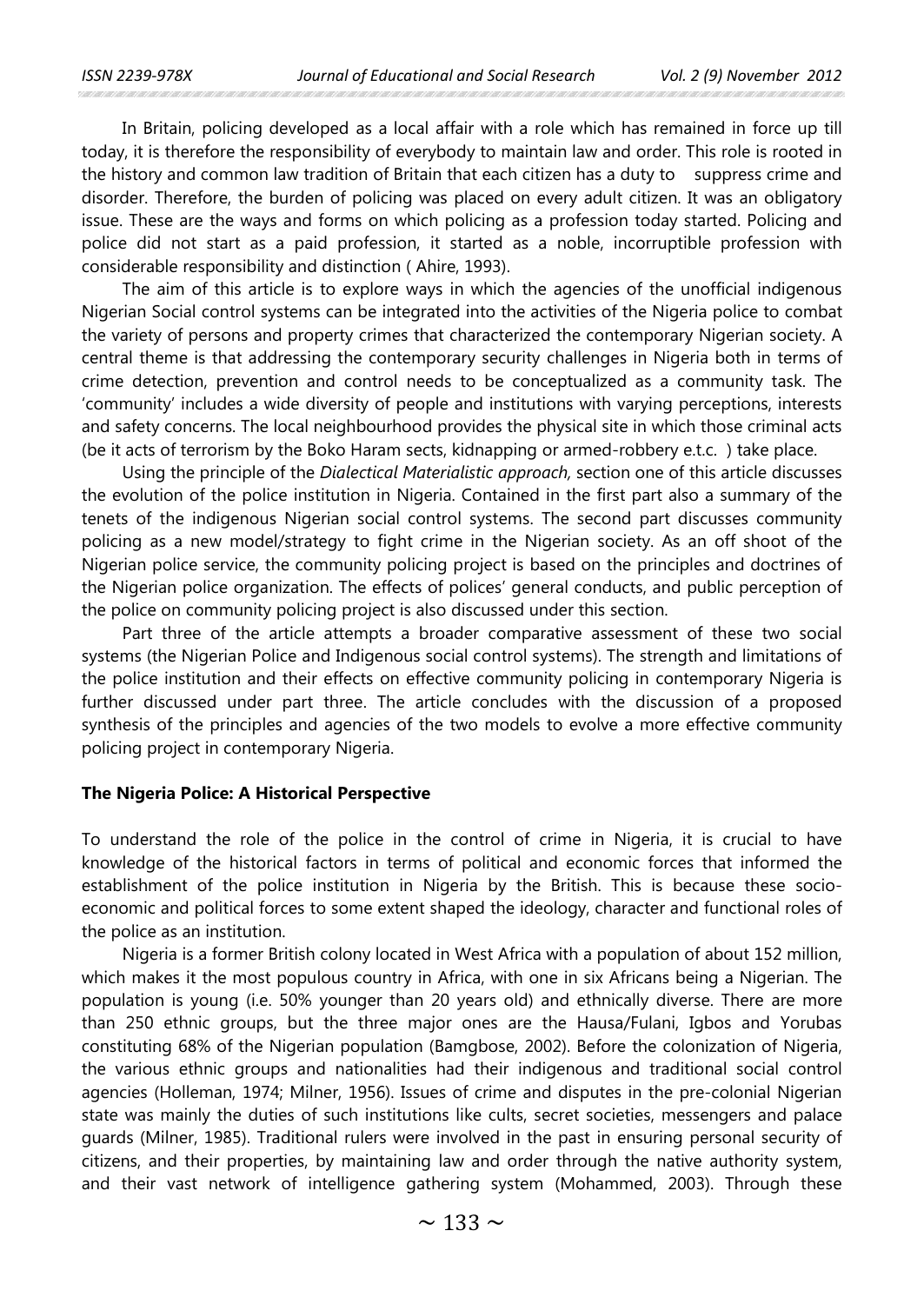In Britain, policing developed as a local affair with a role which has remained in force up till today, it is therefore the responsibility of everybody to maintain law and order. This role is rooted in the history and common law tradition of Britain that each citizen has a duty to suppress crime and disorder. Therefore, the burden of policing was placed on every adult citizen. It was an obligatory issue. These are the ways and forms on which policing as a profession today started. Policing and police did not start as a paid profession, it started as a noble, incorruptible profession with considerable responsibility and distinction ( Ahire, 1993).

The aim of this article is to explore ways in which the agencies of the unofficial indigenous Nigerian Social control systems can be integrated into the activities of the Nigeria police to combat the variety of persons and property crimes that characterized the contemporary Nigerian society. A central theme is that addressing the contemporary security challenges in Nigeria both in terms of crime detection, prevention and control needs to be conceptualized as a community task. The 'community' includes a wide diversity of people and institutions with varying perceptions, interests and safety concerns. The local neighbourhood provides the physical site in which those criminal acts (be it acts of terrorism by the Boko Haram sects, kidnapping or armed-robbery e.t.c. ) take place.

Using the principle of the *Dialectical Materialistic approach,* section one of this article discusses the evolution of the police institution in Nigeria. Contained in the first part also a summary of the tenets of the indigenous Nigerian social control systems. The second part discusses community policing as a new model/strategy to fight crime in the Nigerian society. As an off shoot of the Nigerian police service, the community policing project is based on the principles and doctrines of the Nigerian police organization. The effects of polices' general conducts, and public perception of the police on community policing project is also discussed under this section.

Part three of the article attempts a broader comparative assessment of these two social systems (the Nigerian Police and Indigenous social control systems). The strength and limitations of the police institution and their effects on effective community policing in contemporary Nigeria is further discussed under part three. The article concludes with the discussion of a proposed synthesis of the principles and agencies of the two models to evolve a more effective community policing project in contemporary Nigeria.

### The Nigeria Police: A Historical Perspective

To understand the role of the police in the control of crime in Nigeria, it is crucial to have knowledge of the historical factors in terms of political and economic forces that informed the establishment of the police institution in Nigeria by the British. This is because these socio-economic and political forces to some extent shaped the ideology, character and functional roles of the police as an institution.

Nigeria is a former British colony located in West Africa with a population of about 152 million, which makes it the most populous country in Africa, with one in six Africans being a Nigerian. The population is young (i.e. 50% younger than 20 years old) and ethnically diverse. There are more than 250 ethnic groups, but the three major ones are the Hausa/Fulani, Igbos and Yorubas constituting 68% of the Nigerian population (Bamgbose, 2002). Before the colonization of Nigeria, the various ethnic groups and nationalities had their indigenous and traditional social control agencies (Holleman, 1974; Milner, 1956). Issues of crime and disputes in the pre-colonial Nigerian state was mainly the duties of such institutions like cults, secret societies, messengers and palace guards (Milner, 1985). Traditional rulers were involved in the past in ensuring personal security of citizens, and their properties, by maintaining law and order through the native authority system, and their vast network of intelligence gathering system (Mohammed, 2003). Through these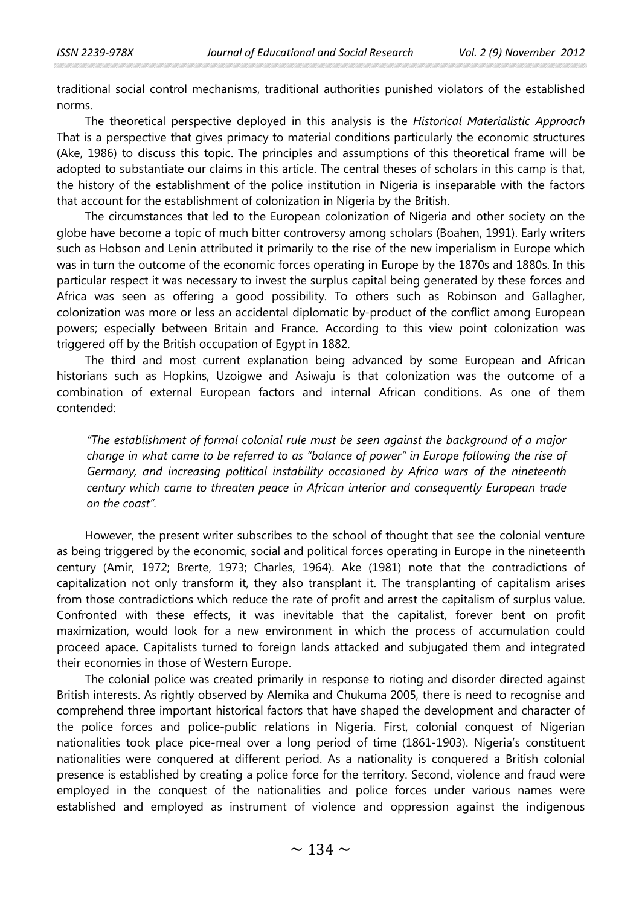traditional social control mechanisms, traditional authorities punished violators of the established norms.

The theoretical perspective deployed in this analysis is the *Historical Materialistic Approach* That is a perspective that gives primacy to material conditions particularly the economic structures (Ake, 1986) to discuss this topic. The principles and assumptions of this theoretical frame will be adopted to substantiate our claims in this article. The central theses of scholars in this camp is that, the history of the establishment of the police institution in Nigeria is inseparable with the factors that account for the establishment of colonization in Nigeria by the British.

The circumstances that led to the European colonization of Nigeria and other society on the globe have become a topic of much bitter controversy among scholars (Boahen, 1991). Early writers such as Hobson and Lenin attributed it primarily to the rise of the new imperialism in Europe which was in turn the outcome of the economic forces operating in Europe by the 1870s and 1880s. In this particular respect it was necessary to invest the surplus capital being generated by these forces and Africa was seen as offering a good possibility. To others such as Robinson and Gallagher, colonization was more or less an accidental diplomatic by-product of the conflict among European powers; especially between Britain and France. According to this view point colonization was triggered off by the British occupation of Egypt in 1882.

The third and most current explanation being advanced by some European and African historians such as Hopkins, Uzoigwe and Asiwaju is that colonization was the outcome of a combination of external European factors and internal African conditions. As one of them contended:

> *"The establishment of formal colonial rule must be seen against the background of a major change in what came to be referred to as "balance of power" in Europe following the rise of Germany, and increasing political instability occasioned by Africa wars of the nineteenth century which came to threaten peace in African interior and consequently European trade on the coast".*

However, the present writer subscribes to the school of thought that see the colonial venture as being triggered by the economic, social and political forces operating in Europe in the nineteenth century (Amir, 1972; Brerte, 1973; Charles, 1964). Ake (1981) note that the contradictions of capitalization not only transform it, they also transplant it. The transplanting of capitalism arises from those contradictions which reduce the rate of profit and arrest the capitalism of surplus value. Confronted with these effects, it was inevitable that the capitalist, forever bent on profit maximization, would look for a new environment in which the process of accumulation could proceed apace. Capitalists turned to foreign lands attacked and subjugated them and integrated their economies in those of Western Europe.

The colonial police was created primarily in response to rioting and disorder directed against British interests. As rightly observed by Alemika and Chukuma 2005, there is need to recognise and comprehend three important historical factors that have shaped the development and character of the police forces and police-public relations in Nigeria. First, colonial conquest of Nigerian nationalities took place pice-meal over a long period of time (1861-1903). Nigeria's constituent nationalities were conquered at different period. As a nationality is conquered a British colonial presence is established by creating a police force for the territory. Second, violence and fraud were employed in the conquest of the nationalities and police forces under various names were established and employed as instrument of violence and oppression against the indigenous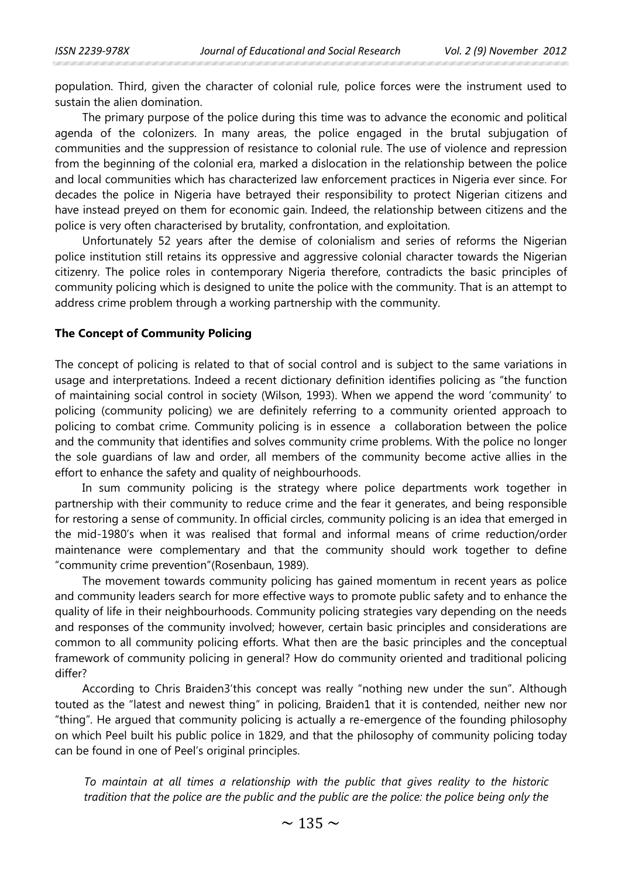population. Third, given the character of colonial rule, police forces were the instrument used to sustain the alien domination.

The primary purpose of the police during this time was to advance the economic and political agenda of the colonizers. In many areas, the police engaged in the brutal subjugation of communities and the suppression of resistance to colonial rule. The use of violence and repression from the beginning of the colonial era, marked a dislocation in the relationship between the police and local communities which has characterized law enforcement practices in Nigeria ever since. For decades the police in Nigeria have betrayed their responsibility to protect Nigerian citizens and have instead preyed on them for economic gain. Indeed, the relationship between citizens and the police is very often characterised by brutality, confrontation, and exploitation.

Unfortunately 52 years after the demise of colonialism and series of reforms the Nigerian police institution still retains its oppressive and aggressive colonial character towards the Nigerian citizenry. The police roles in contemporary Nigeria therefore, contradicts the basic principles of community policing which is designed to unite the police with the community. That is an attempt to address crime problem through a working partnership with the community.

**The Concept of Community Policing**

The concept of policing is related to that of social control and is subject to the same variations in usage and interpretations. Indeed a recent dictionary definition identifies policing as "the function of maintaining social control in society (Wilson, 1993). When we append the word 'community' to policing (community policing) we are definitely referring to a community oriented approach to policing to combat crime. Community policing is in essence a collaboration between the police and the community that identifies and solves community crime problems. With the police no longer the sole guardians of law and order, all members of the community become active allies in the effort to enhance the safety and quality of neighbourhoods.

In sum community policing is the strategy where police departments work together in partnership with their community to reduce crime and the fear it generates, and being responsible for restoring a sense of community. In official circles, community policing is an idea that emerged in the mid-1980's when it was realised that formal and informal means of crime reduction/order maintenance were complementary and that the community should work together to define "community crime prevention"(Rosenbaun, 1989).

The movement towards community policing has gained momentum in recent years as police and community leaders search for more effective ways to promote public safety and to enhance the quality of life in their neighbourhoods. Community policing strategies vary depending on the needs and responses of the community involved; however, certain basic principles and considerations are common to all community policing efforts. What then are the basic principles and the conceptual framework of community policing in general? How do community oriented and traditional policing differ?

According to Chris Braiden3'this concept was really "nothing new under the sun". Although touted as the "latest and newest thing" in policing, Braiden1 that it is contended, neither new nor "thing". He argued that community policing is actually a re-emergence of the founding philosophy on which Peel built his public police in 1829, and that the philosophy of community policing today can be found in one of Peel's original principles.

*To maintain at all times a relationship with the public that gives reality to the historic tradition that the police are the public and the public are the police: the police being only the*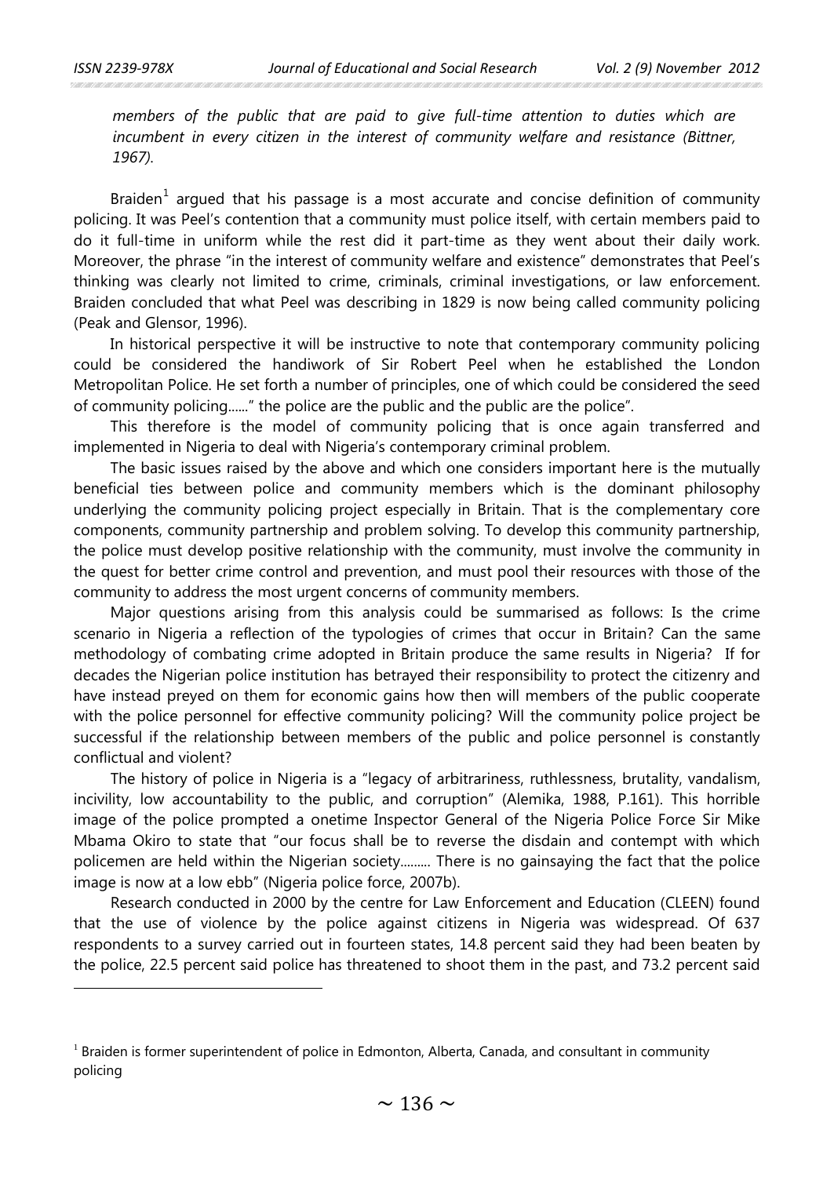*members of the public that are paid to give full-time attention to duties which are incumbent in every citizen in the interest of community welfare and resistance (Bittner, 1967).*

Braiden[1] argued that his passage is a most accurate and concise definition of community policing. It was Peel's contention that a community must police itself, with certain members paid to do it full-time in uniform while the rest did it part-time as they went about their daily work. Moreover, the phrase "in the interest of community welfare and existence" demonstrates that Peel's thinking was clearly not limited to crime, criminals, criminal investigations, or law enforcement. Braiden concluded that what Peel was describing in 1829 is now being called community policing (Peak and Glensor, 1996).

In historical perspective it will be instructive to note that contemporary community policing could be considered the handiwork of Sir Robert Peel when he established the London Metropolitan Police. He set forth a number of principles, one of which could be considered the seed of community policing......" the police are the public and the public are the police".

This therefore is the model of community policing that is once again transferred and implemented in Nigeria to deal with Nigeria's contemporary criminal problem.

The basic issues raised by the above and which one considers important here is the mutually beneficial ties between police and community members which is the dominant philosophy underlying the community policing project especially in Britain. That is the complementary core components, community partnership and problem solving. To develop this community partnership, the police must develop positive relationship with the community, must involve the community in the quest for better crime control and prevention, and must pool their resources with those of the community to address the most urgent concerns of community members.

Major questions arising from this analysis could be summarised as follows: Is the crime scenario in Nigeria a reflection of the typologies of crimes that occur in Britain? Can the same methodology of combating crime adopted in Britain produce the same results in Nigeria? If for decades the Nigerian police institution has betrayed their responsibility to protect the citizenry and have instead preyed on them for economic gains how then will members of the public cooperate with the police personnel for effective community policing? Will the community police project be successful if the relationship between members of the public and police personnel is constantly conflictual and violent?

The history of police in Nigeria is a "legacy of arbitrariness, ruthlessness, brutality, vandalism, incivility, low accountability to the public, and corruption" (Alemika, 1988, P.161). This horrible image of the police prompted a onetime Inspector General of the Nigeria Police Force Sir Mike Mbama Okiro to state that "our focus shall be to reverse the disdain and contempt with which policemen are held within the Nigerian society......... There is no gainsaying the fact that the police image is now at a low ebb" (Nigeria police force, 2007b).

Research conducted in 2000 by the centre for Law Enforcement and Education (CLEEN) found that the use of violence by the police against citizens in Nigeria was widespread. Of 637 respondents to a survey carried out in fourteen states, 14.8 percent said they had been beaten by the police, 22.5 percent said police has threatened to shoot them in the past, and 73.2 percent said

---

[1] Braiden is former superintendent of police in Edmonton, Alberta, Canada, and consultant in community policing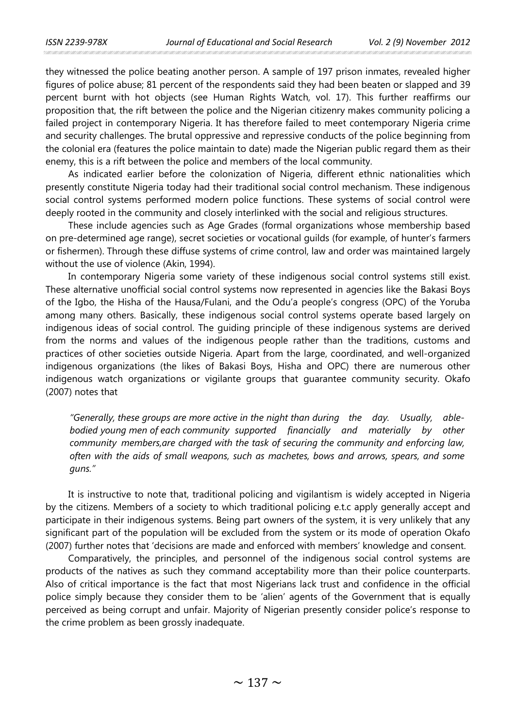they witnessed the police beating another person. A sample of 197 prison inmates, revealed higher figures of police abuse; 81 percent of the respondents said they had been beaten or slapped and 39 percent burnt with hot objects (see Human Rights Watch, vol. 17). This further reaffirms our proposition that, the rift between the police and the Nigerian citizenry makes community policing a failed project in contemporary Nigeria. It has therefore failed to meet contemporary Nigeria crime and security challenges. The brutal oppressive and repressive conducts of the police beginning from the colonial era (features the police maintain to date) made the Nigerian public regard them as their enemy, this is a rift between the police and members of the local community.

As indicated earlier before the colonization of Nigeria, different ethnic nationalities which presently constitute Nigeria today had their traditional social control mechanism. These indigenous social control systems performed modern police functions. These systems of social control were deeply rooted in the community and closely interlinked with the social and religious structures.

These include agencies such as Age Grades (formal organizations whose membership based on pre-determined age range), secret societies or vocational guilds (for example, of hunter's farmers or fishermen). Through these diffuse systems of crime control, law and order was maintained largely without the use of violence (Akin, 1994).

In contemporary Nigeria some variety of these indigenous social control systems still exist. These alternative unofficial social control systems now represented in agencies like the Bakasi Boys of the Igbo, the Hisha of the Hausa/Fulani, and the Odu'a people's congress (OPC) of the Yoruba among many others. Basically, these indigenous social control systems operate based largely on indigenous ideas of social control. The guiding principle of these indigenous systems are derived from the norms and values of the indigenous people rather than the traditions, customs and practices of other societies outside Nigeria. Apart from the large, coordinated, and well-organized indigenous organizations (the likes of Bakasi Boys, Hisha and OPC) there are numerous other indigenous watch organizations or vigilante groups that guarantee community security. Okafo (2007) notes that

> *"Generally, these groups are more active in the night than during the day. Usually, able-bodied young men of each community supported financially and materially by other community members,are charged with the task of securing the community and enforcing law, often with the aids of small weapons, such as machetes, bows and arrows, spears, and some guns."*

It is instructive to note that, traditional policing and vigilantism is widely accepted in Nigeria by the citizens. Members of a society to which traditional policing e.t.c apply generally accept and participate in their indigenous systems. Being part owners of the system, it is very unlikely that any significant part of the population will be excluded from the system or its mode of operation Okafo (2007) further notes that 'decisions are made and enforced with members' knowledge and consent.

Comparatively, the principles, and personnel of the indigenous social control systems are products of the natives as such they command acceptability more than their police counterparts. Also of critical importance is the fact that most Nigerians lack trust and confidence in the official police simply because they consider them to be 'alien' agents of the Government that is equally perceived as being corrupt and unfair. Majority of Nigerian presently consider police's response to the crime problem as been grossly inadequate.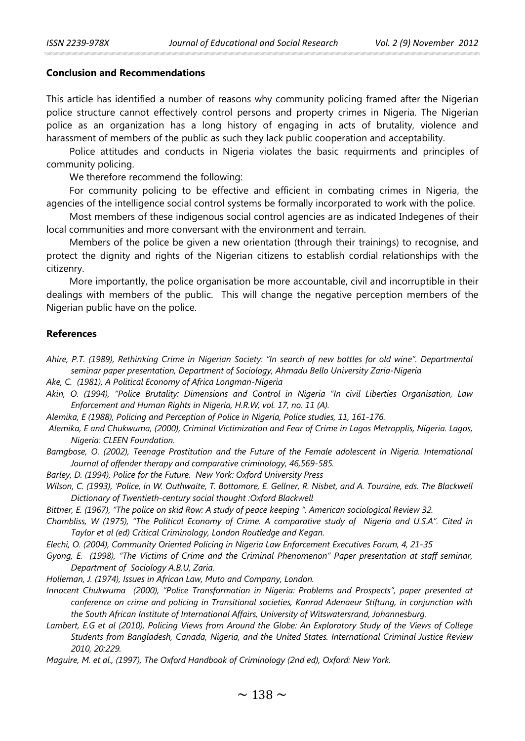### Conclusion and Recommendations

This article has identified a number of reasons why community policing framed after the Nigerian police structure cannot effectively control persons and property crimes in Nigeria. The Nigerian police as an organization has a long history of engaging in acts of brutality, violence and harassment of members of the public as such they lack public cooperation and acceptability.

Police attitudes and conducts in Nigeria violates the basic requirments and principles of community policing.

We therefore recommend the following:

For community policing to be effective and efficient in combating crimes in Nigeria, the agencies of the intelligence social control systems be formally incorporated to work with the police.

Most members of these indigenous social control agencies are as indicated Indegenes of their local communities and more conversant with the environment and terrain.

Members of the police be given a new orientation (through their trainings) to recognise, and protect the dignity and rights of the Nigerian citizens to establish cordial relationships with the citizenry.

More importantly, the police organisation be more accountable, civil and incorruptible in their dealings with members of the public. This will change the negative perception members of the Nigerian public have on the police.

### References

*Ahire, P.T. (1989), Rethinking Crime in Nigerian Society: "In search of new bottles for old wine". Departmental seminar paper presentation, Department of Sociology, Ahmadu Bello University Zaria-Nigeria*

*Ake, C. (1981), A Political Economy of Africa Longman-Nigeria*

*Akin, O. (1994), "Police Brutality: Dimensions and Control in Nigeria "In civil Liberties Organisation, Law Enforcement and Human Rights in Nigeria, H.R.W, vol. 17, no. 11 (A).*

*Alemika, E (1988), Policing and Perception of Police in Nigeria, Police studies, 11, 161-176.*

*Alemika, E and Chukwuma, (2000), Criminal Victimization and Fear of Crime in Lagos Metropplis, Nigeria. Lagos, Nigeria: CLEEN Foundation.*

*Bamgbose, O. (2002), Teenage Prostitution and the Future of the Female adolescent in Nigeria. International Journal of offender therapy and comparative criminology, 46,569-585.*

*Barley, D. (1994), Police for the Future. New York: Oxford University Press*

*Wilson, C. (1993), 'Police, in W. Outhwaite, T. Bottomore, E. Gellner, R. Nisbet, and A. Touraine, eds. The Blackwell Dictionary of Twentieth-century social thought :Oxford Blackwell*

*Bittner, E. (1967), "The police on skid Row: A study of peace keeping ". American sociological Review 32.*

*Chambliss, W (1975), "The Political Economy of Crime. A comparative study of Nigeria and U.S.A". Cited in Taylor et al (ed) Critical Criminology, London Routledge and Kegan.*

*Elechi, O. (2004), Community Oriented Policing in Nigeria Law Enforcement Executives Forum, 4, 21-35*

*Gyong, E. (1998), "The Victims of Crime and the Criminal Phenomenon" Paper presentation at staff seminar, Department of Sociology A.B.U, Zaria.*

*Holleman, J. (1974), Issues in African Law, Muto and Company, London.*

*Innocent Chukwuma (2000), "Police Transformation in Nigeria: Problems and Prospects", paper presented at conference on crime and policing in Transitional societies, Konrad Adenaeur Stiftung, in conjunction with the South African Institute of International Affairs, University of Witswatersrand, Johannesburg.*

*Lambert, E.G et al (2010), Policing Views from Around the Globe: An Exploratory Study of the Views of College Students from Bangladesh, Canada, Nigeria, and the United States. International Criminal Justice Review 2010, 20:229.*

*Maguire, M. et al., (1997), The Oxford Handbook of Criminology (2nd ed), Oxford: New York.*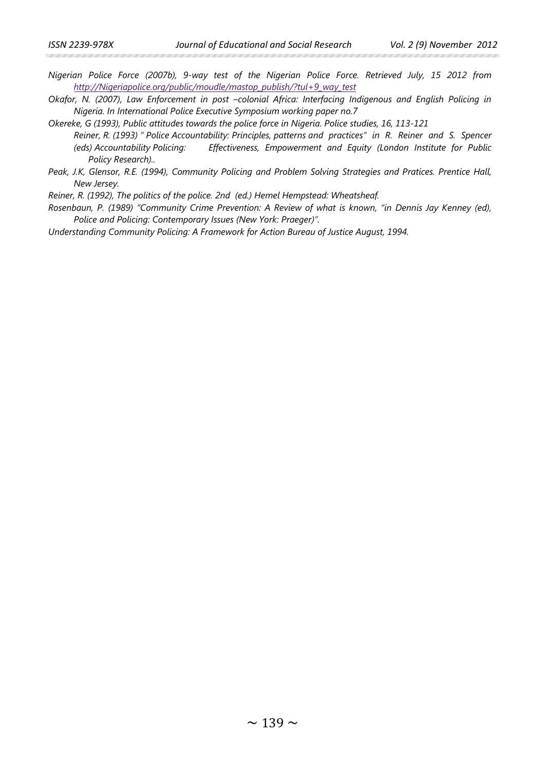*Nigerian Police Force (2007b), 9-way test of the Nigerian Police Force. Retrieved July, 15 2012 from [http://Nigeriapolice.org/public/moudle/mastop_publish/?tul+9_way_test](http://Nigeriapolice.org/public/moudle/mastop_publish/?tul+9_way_test)*

*Okafor, N. (2007), Law Enforcement in post –colonial Africa: Interfacing Indigenous and English Policing in Nigeria. In International Police Executive Symposium working paper no.7*

*Okereke, G (1993), Public attitudes towards the police force in Nigeria. Police studies, 16, 113-121*

*Reiner, R. (1993) " Police Accountability: Principles, patterns and practices" in R. Reiner and S. Spencer (eds) Accountability Policing: Effectiveness, Empowerment and Equity (London Institute for Public Policy Research)..*

*Peak, J.K, Glensor, R.E. (1994), Community Policing and Problem Solving Strategies and Pratices. Prentice Hall, New Jersey.*

*Reiner, R. (1992), The politics of the police. 2nd (ed.) Hemel Hempstead: Wheatsheaf.*

*Rosenbaun, P. (1989) "Community Crime Prevention: A Review of what is known, "in Dennis Jay Kenney (ed), Police and Policing: Contemporary Issues (New York: Praeger)".*

*Understanding Community Policing: A Framework for Action Bureau of Justice August, 1994.*